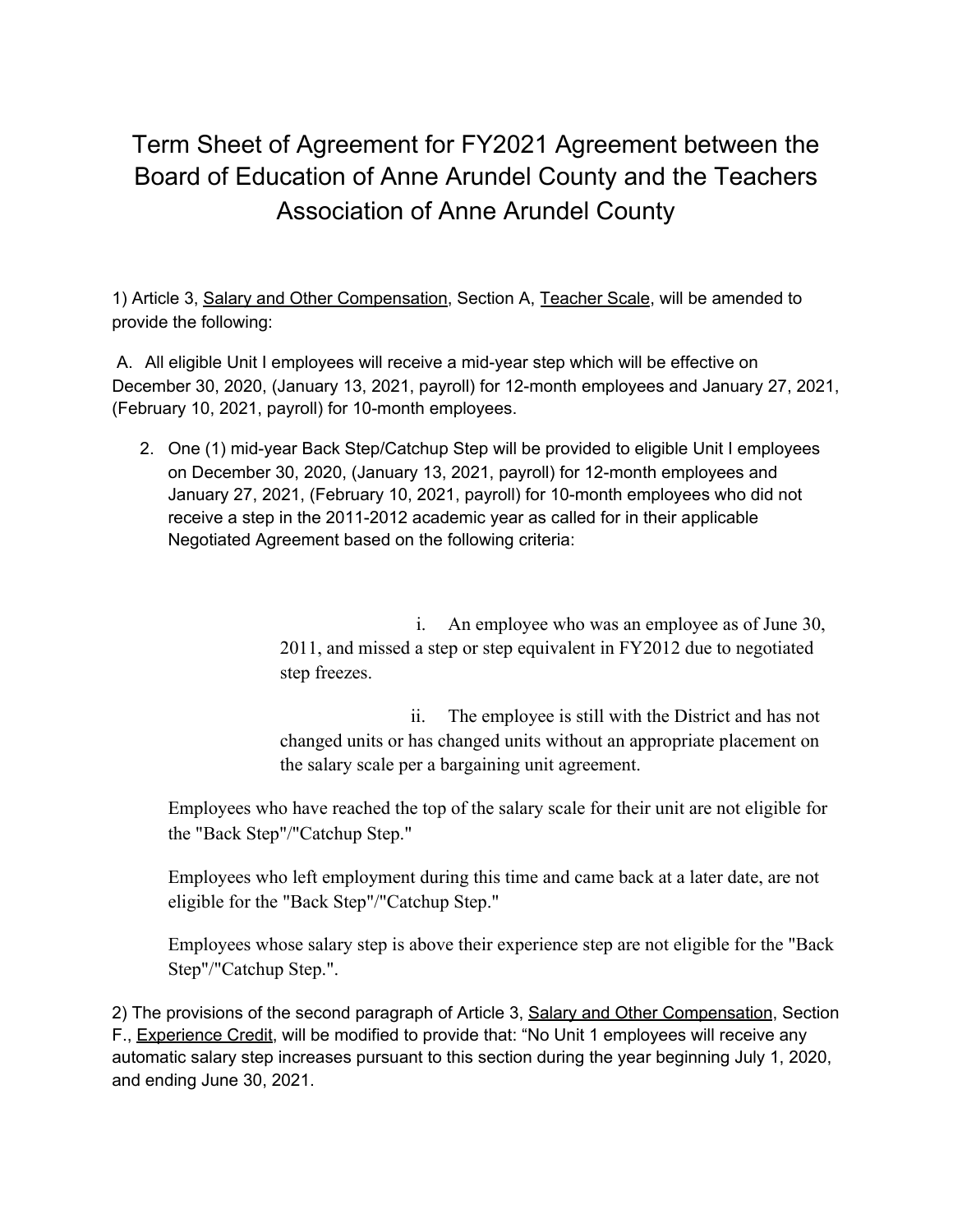# Term Sheet of Agreement for FY2021 Agreement between the Board of Education of Anne Arundel County and the Teachers Association of Anne Arundel County

1) Article 3, Salary and Other Compensation, Section A, Teacher Scale, will be amended to provide the following:

A. All eligible Unit I employees will receive a mid-year step which will be effective on December 30, 2020, (January 13, 2021, payroll) for 12-month employees and January 27, 2021, (February 10, 2021, payroll) for 10-month employees.

2. One (1) mid-year Back Step/Catchup Step will be provided to eligible Unit I employees on December 30, 2020, (January 13, 2021, payroll) for 12-month employees and January 27, 2021, (February 10, 2021, payroll) for 10-month employees who did not receive a step in the 2011-2012 academic year as called for in their applicable Negotiated Agreement based on the following criteria:

    i. An employee who was an employee as of June 30, 2011, and missed a step or step equivalent in FY2012 due to negotiated step freezes.

    ii. The employee is still with the District and has not changed units or has changed units without an appropriate placement on the salary scale per a bargaining unit agreement.

Employees who have reached the top of the salary scale for their unit are not eligible for the "Back Step"/"Catchup Step."

Employees who left employment during this time and came back at a later date, are not eligible for the "Back Step"/"Catchup Step."

Employees whose salary step is above their experience step are not eligible for the "Back Step"/"Catchup Step.".

2) The provisions of the second paragraph of Article 3, Salary and Other Compensation, Section F., Experience Credit, will be modified to provide that: "No Unit 1 employees will receive any automatic salary step increases pursuant to this section during the year beginning July 1, 2020, and ending June 30, 2021.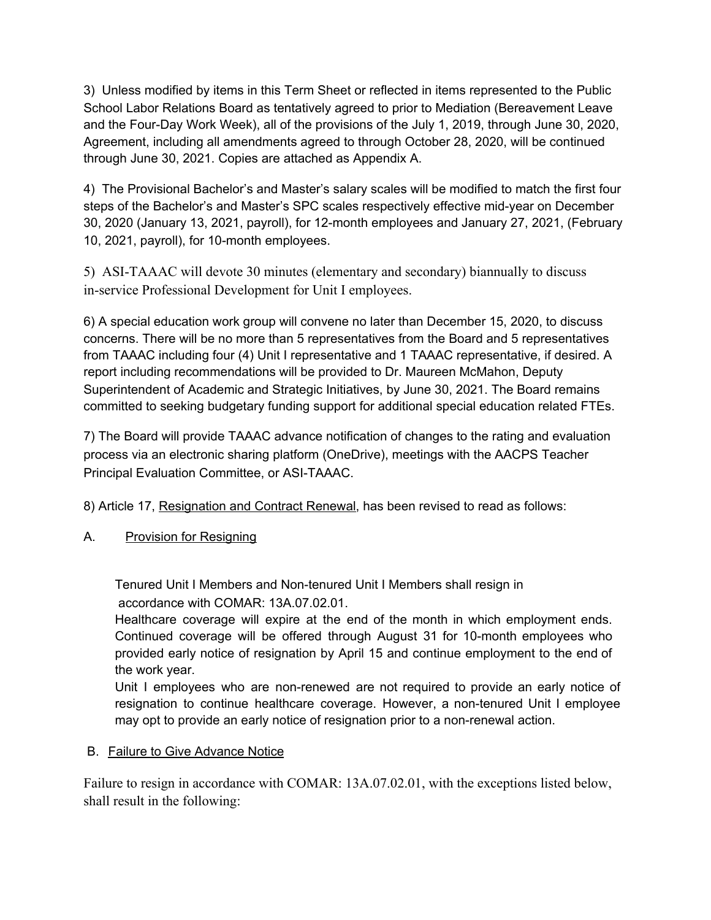3) Unless modified by items in this Term Sheet or reflected in items represented to the Public School Labor Relations Board as tentatively agreed to prior to Mediation (Bereavement Leave and the Four-Day Work Week), all of the provisions of the July 1, 2019, through June 30, 2020, Agreement, including all amendments agreed to through October 28, 2020, will be continued through June 30, 2021. Copies are attached as Appendix A.

4) The Provisional Bachelor's and Master's salary scales will be modified to match the first four steps of the Bachelor's and Master's SPC scales respectively effective mid-year on December 30, 2020 (January 13, 2021, payroll), for 12-month employees and January 27, 2021, (February 10, 2021, payroll), for 10-month employees.

5) ASI-TAAAC will devote 30 minutes (elementary and secondary) biannually to discuss in-service Professional Development for Unit I employees.

6) A special education work group will convene no later than December 15, 2020, to discuss concerns. There will be no more than 5 representatives from the Board and 5 representatives from TAAAC including four (4) Unit I representative and 1 TAAAC representative, if desired. A report including recommendations will be provided to Dr. Maureen McMahon, Deputy Superintendent of Academic and Strategic Initiatives, by June 30, 2021. The Board remains committed to seeking budgetary funding support for additional special education related FTEs.

7) The Board will provide TAAAC advance notification of changes to the rating and evaluation process via an electronic sharing platform (OneDrive), meetings with the AACPS Teacher Principal Evaluation Committee, or ASI-TAAAC.

8) Article 17, Resignation and Contract Renewal, has been revised to read as follows:

A. Provision for Resigning

Tenured Unit I Members and Non-tenured Unit I Members shall resign in accordance with COMAR: 13A.07.02.01.

Healthcare coverage will expire at the end of the month in which employment ends. Continued coverage will be offered through August 31 for 10-month employees who provided early notice of resignation by April 15 and continue employment to the end of the work year.

Unit I employees who are non-renewed are not required to provide an early notice of resignation to continue healthcare coverage. However, a non-tenured Unit I employee may opt to provide an early notice of resignation prior to a non-renewal action.

B. Failure to Give Advance Notice

Failure to resign in accordance with COMAR: 13A.07.02.01, with the exceptions listed below, shall result in the following: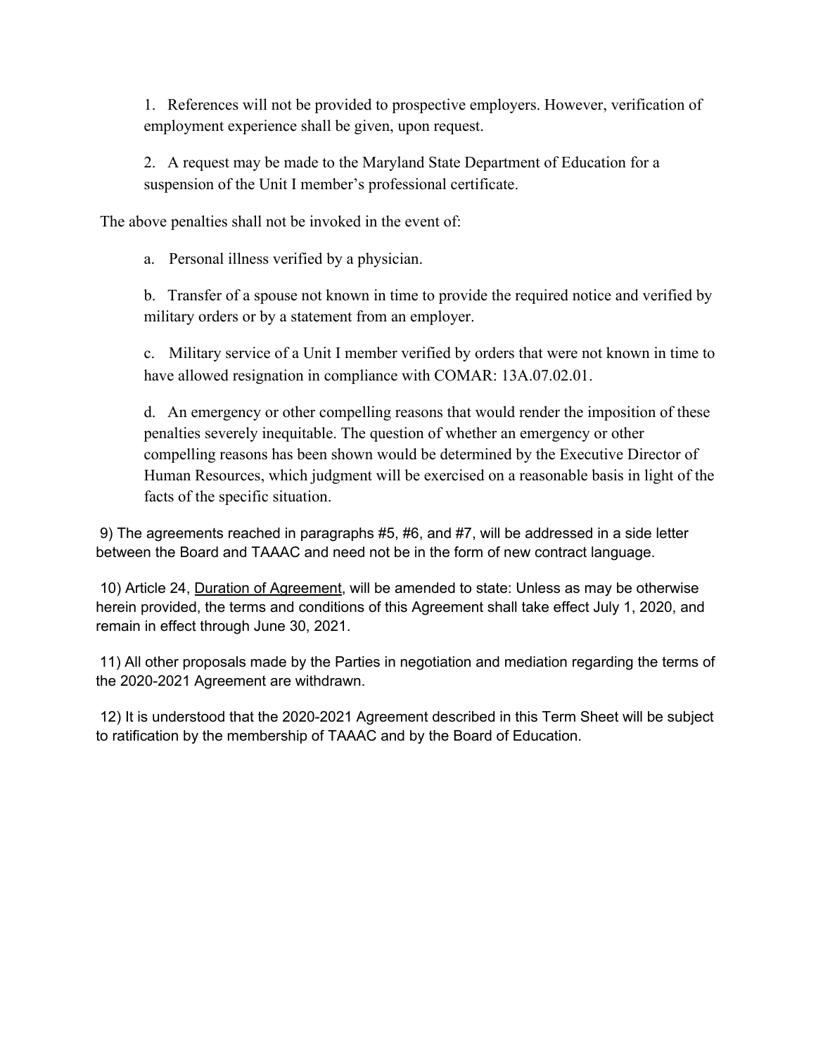1. References will not be provided to prospective employers. However, verification of employment experience shall be given, upon request.

2. A request may be made to the Maryland State Department of Education for a suspension of the Unit I member's professional certificate.

The above penalties shall not be invoked in the event of:

a. Personal illness verified by a physician.

b. Transfer of a spouse not known in time to provide the required notice and verified by military orders or by a statement from an employer.

c. Military service of a Unit I member verified by orders that were not known in time to have allowed resignation in compliance with COMAR: 13A.07.02.01.

d. An emergency or other compelling reasons that would render the imposition of these penalties severely inequitable. The question of whether an emergency or other compelling reasons has been shown would be determined by the Executive Director of Human Resources, which judgment will be exercised on a reasonable basis in light of the facts of the specific situation.

9) The agreements reached in paragraphs #5, #6, and #7, will be addressed in a side letter between the Board and TAAAC and need not be in the form of new contract language.

10) Article 24, Duration of Agreement, will be amended to state: Unless as may be otherwise herein provided, the terms and conditions of this Agreement shall take effect July 1, 2020, and remain in effect through June 30, 2021.

11) All other proposals made by the Parties in negotiation and mediation regarding the terms of the 2020-2021 Agreement are withdrawn.

12) It is understood that the 2020-2021 Agreement described in this Term Sheet will be subject to ratification by the membership of TAAAC and by the Board of Education.